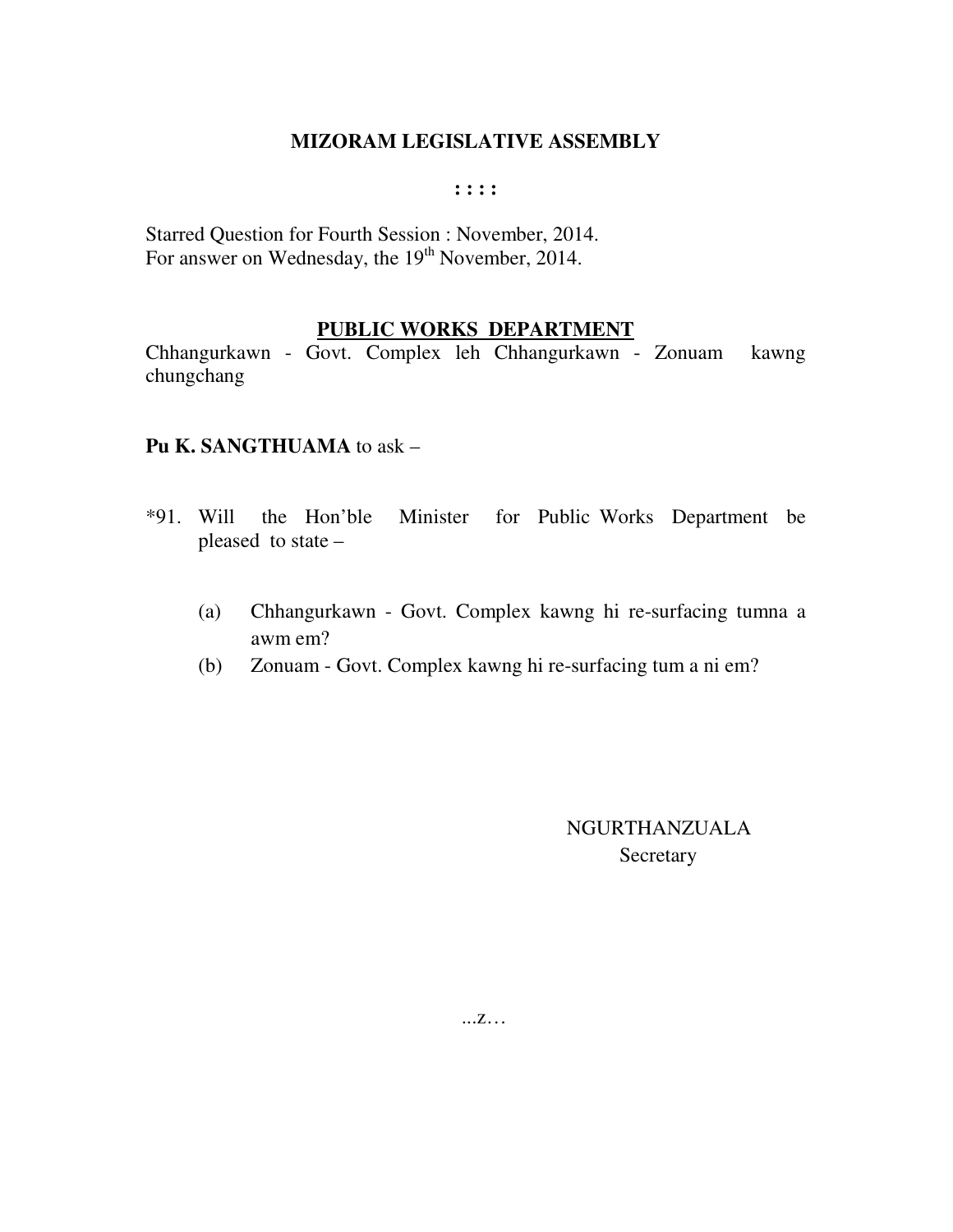# MIZORAM LEGISLATIVE ASSEMBLY

**: : : :**

Starred Question for Fourth Session : November, 2014.
For answer on Wednesday, the 19th November, 2014.

## PUBLIC WORKS DEPARTMENT

Chhangurkawn - Govt. Complex leh Chhangurkawn - Zonuam kawng chungchang

**Pu K. SANGTHUAMA** to ask –

*91. Will the Hon'ble Minister for Public Works Department be pleased to state –

(a) Chhangurkawn - Govt. Complex kawng hi re-surfacing tumna a awm em?

(b) Zonuam - Govt. Complex kawng hi re-surfacing tum a ni em?

NGURTHANZUALA
Secretary

...z…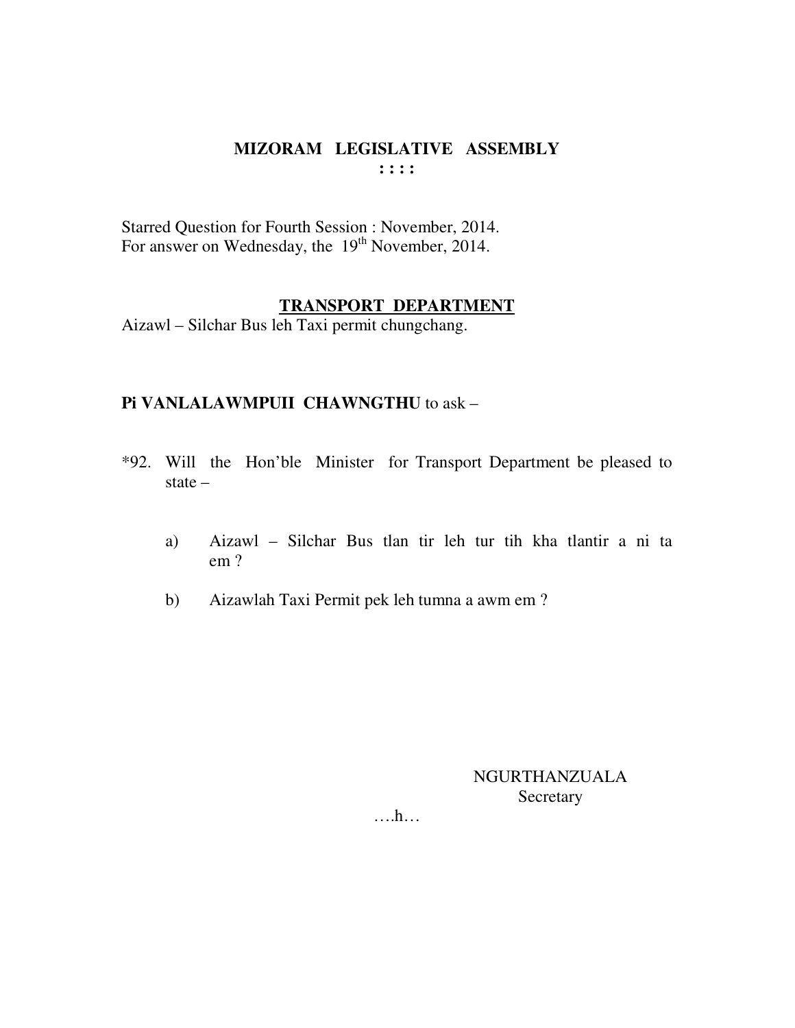# MIZORAM LEGISLATIVE ASSEMBLY

**: : : :**

Starred Question for Fourth Session : November, 2014.
For answer on Wednesday, the 19th November, 2014.

## TRANSPORT DEPARTMENT

Aizawl – Silchar Bus leh Taxi permit chungchang.

**Pi VANLALAWMPUII CHAWNGTHU** to ask –

*92. Will the Hon'ble Minister for Transport Department be pleased to state –

a) Aizawl – Silchar Bus tlan tir leh tur tih kha tlantir a ni ta em ?

b) Aizawlah Taxi Permit pek leh tumna a awm em ?

NGURTHANZUALA
Secretary

….h…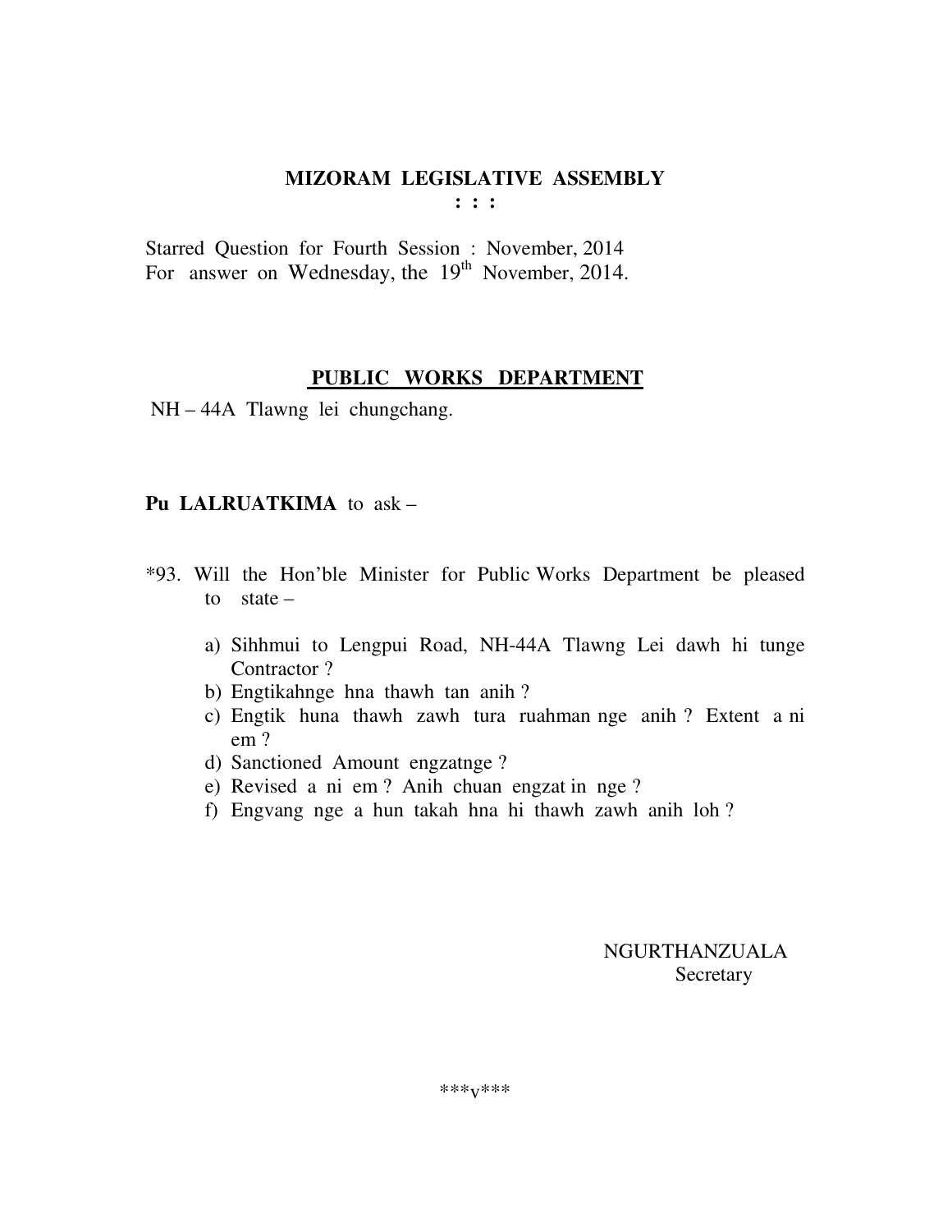# MIZORAM LEGISLATIVE ASSEMBLY

: : :

Starred Question for Fourth Session : November, 2014
For answer on Wednesday, the 19th November, 2014.

## PUBLIC WORKS DEPARTMENT

NH – 44A Tlawng lei chungchang.

**Pu LALRUATKIMA** to ask –

*93. Will the Hon'ble Minister for Public Works Department be pleased to state –

a) Sihhmui to Lengpui Road, NH-44A Tlawng Lei dawh hi tunge Contractor ?
b) Engtikahnge hna thawh tan anih ?
c) Engtik huna thawh zawh tura ruahman nge anih ? Extent a ni em ?
d) Sanctioned Amount engzatnge ?
e) Revised a ni em ? Anih chuan engzat in nge ?
f) Engvang nge a hun takah hna hi thawh zawh anih loh ?

NGURTHANZUALA
Secretary

***v***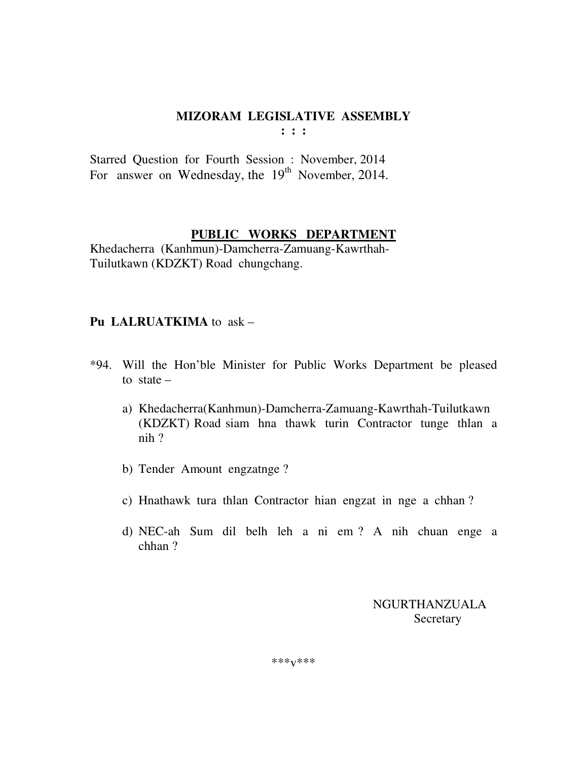# MIZORAM LEGISLATIVE ASSEMBLY

**: : :**

Starred Question for Fourth Session : November, 2014
For answer on Wednesday, the 19th November, 2014.

## PUBLIC WORKS DEPARTMENT

Khedacherra (Kanhmun)-Damcherra-Zamuang-Kawrthah-Tuilutkawn (KDZKT) Road chungchang.

**Pu LALRUATKIMA** to ask –

*94. Will the Hon'ble Minister for Public Works Department be pleased to state –

a) Khedacherra(Kanhmun)-Damcherra-Zamuang-Kawrthah-Tuilutkawn (KDZKT) Road siam hna thawk turin Contractor tunge thlan a nih ?

b) Tender Amount engzatnge ?

c) Hnathawk tura thlan Contractor hian engzat in nge a chhan ?

d) NEC-ah Sum dil belh leh a ni em ? A nih chuan enge a chhan ?

NGURTHANZUALA
Secretary

***v***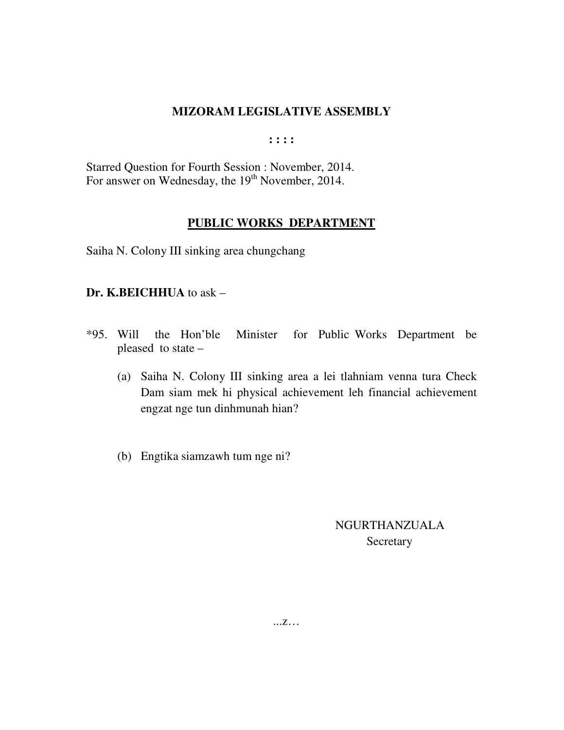# MIZORAM LEGISLATIVE ASSEMBLY

**: : : :**

Starred Question for Fourth Session : November, 2014.
For answer on Wednesday, the 19th November, 2014.

## PUBLIC WORKS DEPARTMENT

Saiha N. Colony III sinking area chungchang

**Dr. K.BEICHHUA** to ask –

*95. Will the Hon'ble Minister for Public Works Department be pleased to state –

(a) Saiha N. Colony III sinking area a lei tlahniam venna tura Check Dam siam mek hi physical achievement leh financial achievement engzat nge tun dinhmunah hian?

(b) Engtika siamzawh tum nge ni?

NGURTHANZUALA
Secretary

...z...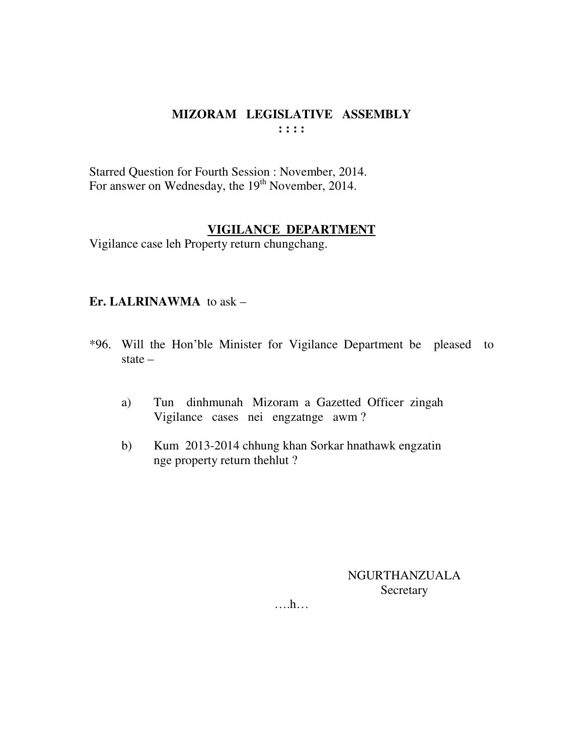**MIZORAM LEGISLATIVE ASSEMBLY**
**: : : :**

Starred Question for Fourth Session : November, 2014.
For answer on Wednesday, the 19th November, 2014.

**VIGILANCE DEPARTMENT**

Vigilance case leh Property return chungchang.

**Er. LALRINAWMA** to ask –

*96. Will the Hon'ble Minister for Vigilance Department be pleased to state –

a) Tun dinhmunah Mizoram a Gazetted Officer zingah Vigilance cases nei engzatnge awm ?

b) Kum 2013-2014 chhung khan Sorkar hnathawk engzatin nge property return thehlut ?

NGURTHANZUALA
Secretary

….h…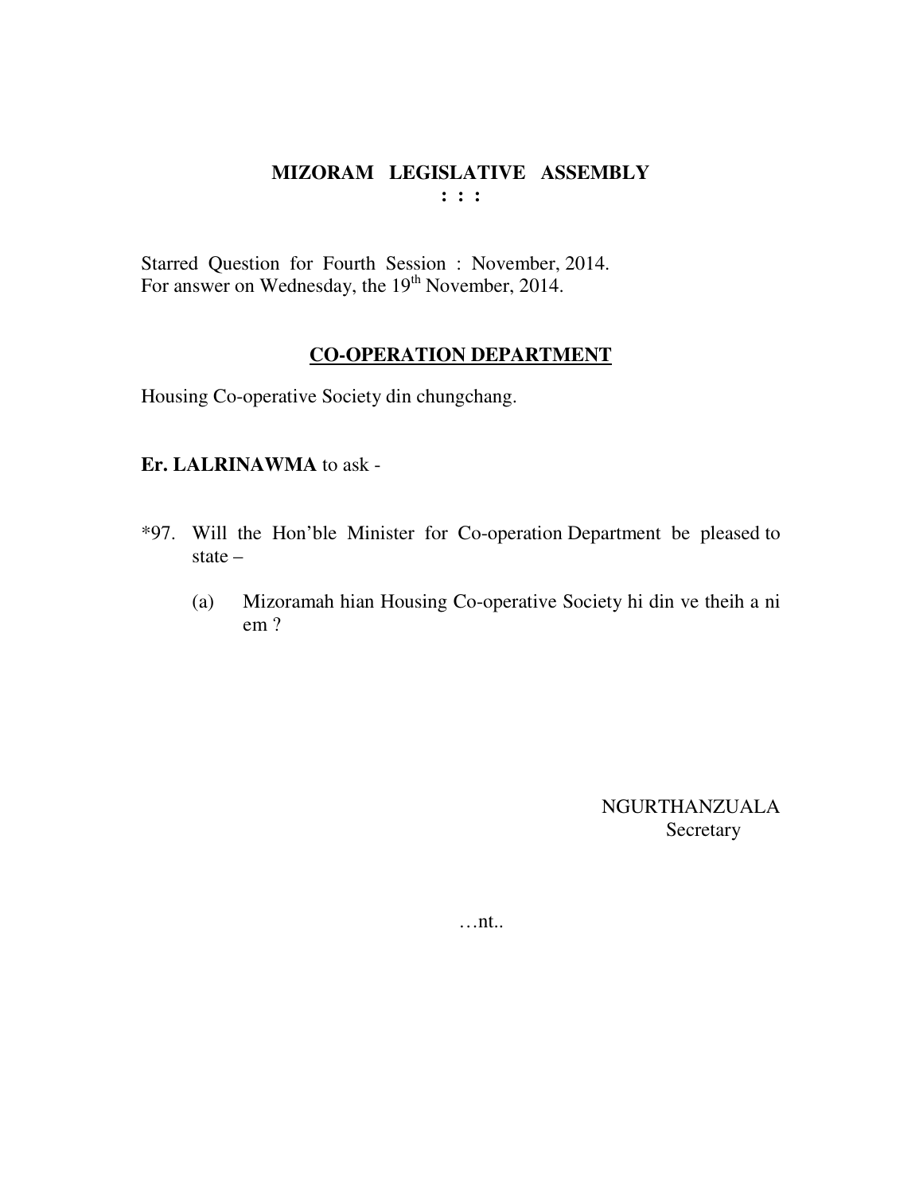**MIZORAM LEGISLATIVE ASSEMBLY**
**: : :**

Starred Question for Fourth Session : November, 2014.
For answer on Wednesday, the 19th November, 2014.

**CO-OPERATION DEPARTMENT**

Housing Co-operative Society din chungchang.

**Er. LALRINAWMA** to ask -

*97. Will the Hon'ble Minister for Co-operation Department be pleased to state –

(a) Mizoramah hian Housing Co-operative Society hi din ve theih a ni em ?

NGURTHANZUALA
Secretary

…nt..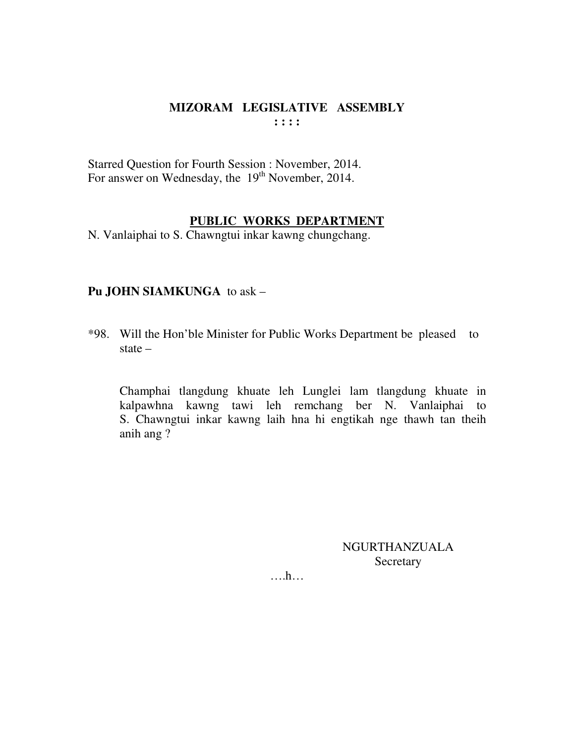# MIZORAM LEGISLATIVE ASSEMBLY

**: : : :**

Starred Question for Fourth Session : November, 2014.
For answer on Wednesday, the 19th November, 2014.

## PUBLIC WORKS DEPARTMENT

N. Vanlaiphai to S. Chawngtui inkar kawng chungchang.

**Pu JOHN SIAMKUNGA** to ask –

*98. Will the Hon'ble Minister for Public Works Department be pleased to state –

Champhai tlangdung khuate leh Lunglei lam tlangdung khuate in kalpawhna kawng tawi leh remchang ber N. Vanlaiphai to S. Chawngtui inkar kawng laih hna hi engtikah nge thawh tan theih anih ang ?

NGURTHANZUALA
Secretary

….h…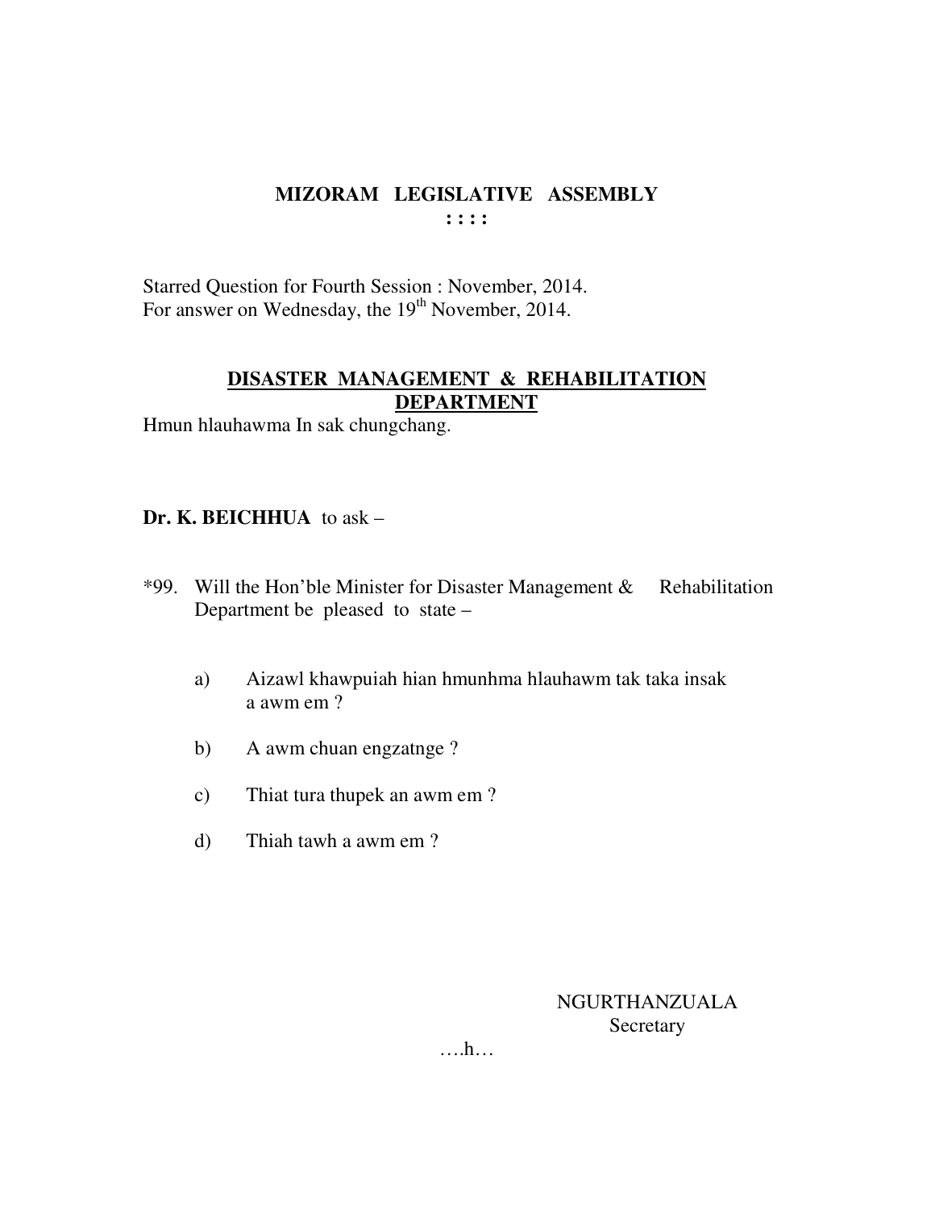## MIZORAM LEGISLATIVE ASSEMBLY

: : : :

Starred Question for Fourth Session : November, 2014.
For answer on Wednesday, the 19th November, 2014.

### DISASTER MANAGEMENT & REHABILITATION DEPARTMENT

Hmun hlauhawma In sak chungchang.

**Dr. K. BEICHHUA** to ask –

*99. Will the Hon'ble Minister for Disaster Management & Rehabilitation Department be pleased to state –

a) Aizawl khawpuiah hian hmunhma hlauhawm tak taka insak a awm em ?

b) A awm chuan engzatnge ?

c) Thiat tura thupek an awm em ?

d) Thiah tawh a awm em ?

NGURTHANZUALA
Secretary

….h…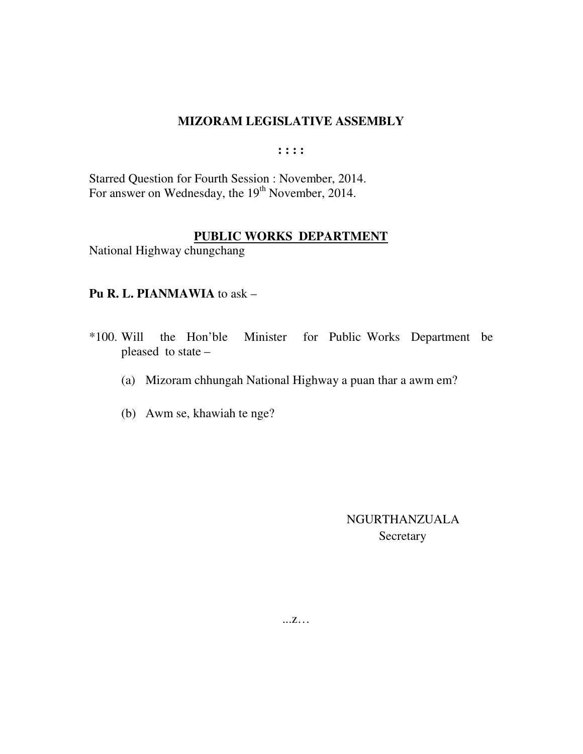# MIZORAM LEGISLATIVE ASSEMBLY

**: : : :**

Starred Question for Fourth Session : November, 2014.
For answer on Wednesday, the 19th November, 2014.

## PUBLIC WORKS DEPARTMENT

National Highway chungchang

**Pu R. L. PIANMAWIA** to ask –

*100. Will the Hon'ble Minister for Public Works Department be pleased to state –

(a) Mizoram chhungah National Highway a puan thar a awm em?

(b) Awm se, khawiah te nge?

NGURTHANZUALA
Secretary

...z…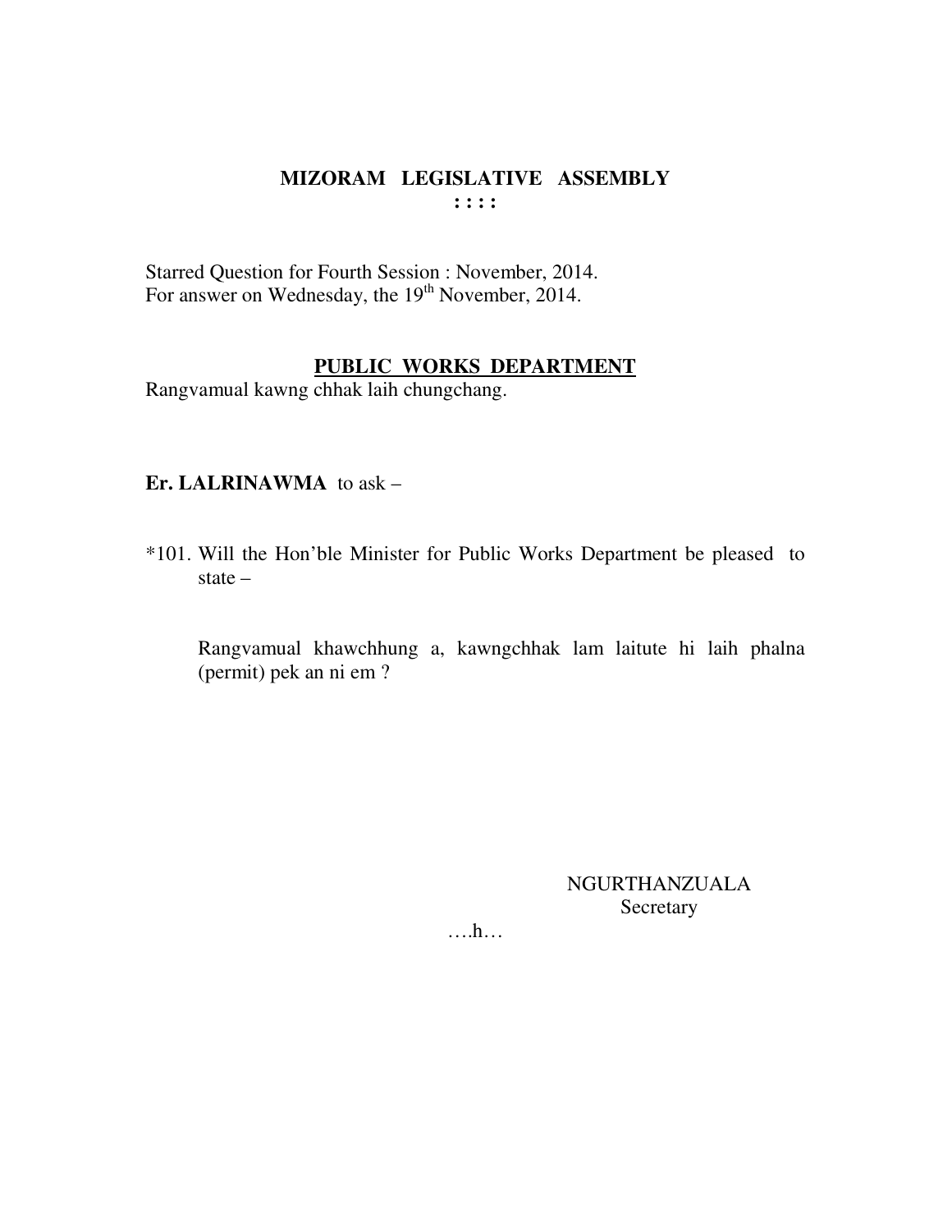# MIZORAM LEGISLATIVE ASSEMBLY
**: : : :**

Starred Question for Fourth Session : November, 2014.
For answer on Wednesday, the 19th November, 2014.

## PUBLIC WORKS DEPARTMENT

Rangvamual kawng chhak laih chungchang.

**Er. LALRINAWMA** to ask –

*101. Will the Hon'ble Minister for Public Works Department be pleased to state –

Rangvamual khawchhung a, kawngchhak lam laitute hi laih phalna (permit) pek an ni em ?

NGURTHANZUALA
Secretary

….h…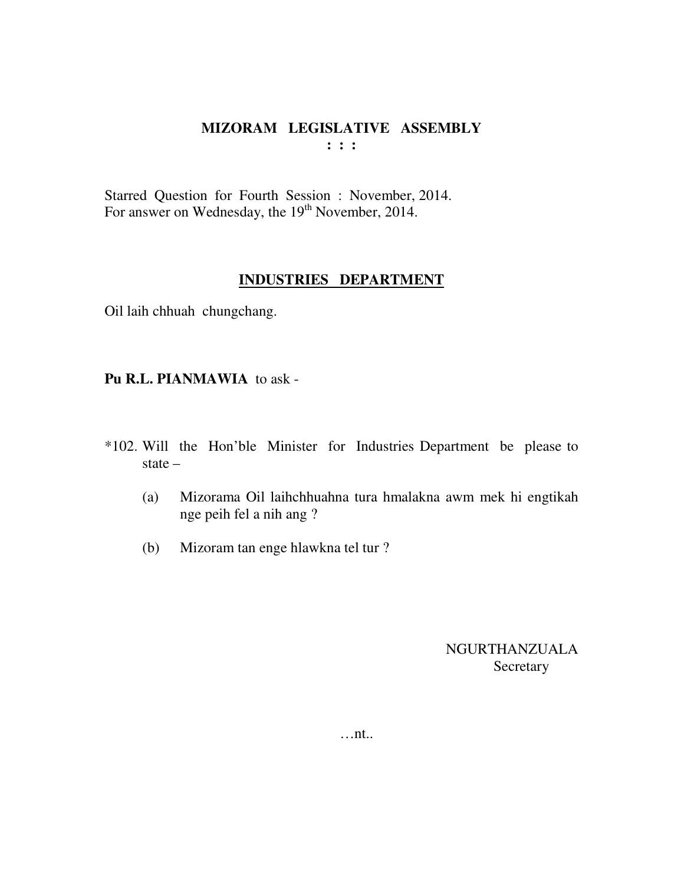**MIZORAM LEGISLATIVE ASSEMBLY**
**: : :**

Starred Question for Fourth Session : November, 2014.
For answer on Wednesday, the 19th November, 2014.

**INDUSTRIES DEPARTMENT**

Oil laih chhuah chungchang.

**Pu R.L. PIANMAWIA** to ask -

*102. Will the Hon'ble Minister for Industries Department be please to state –

(a) Mizorama Oil laihchhuahna tura hmalakna awm mek hi engtikah nge peih fel a nih ang ?

(b) Mizoram tan enge hlawkna tel tur ?

NGURTHANZUALA
Secretary

…nt..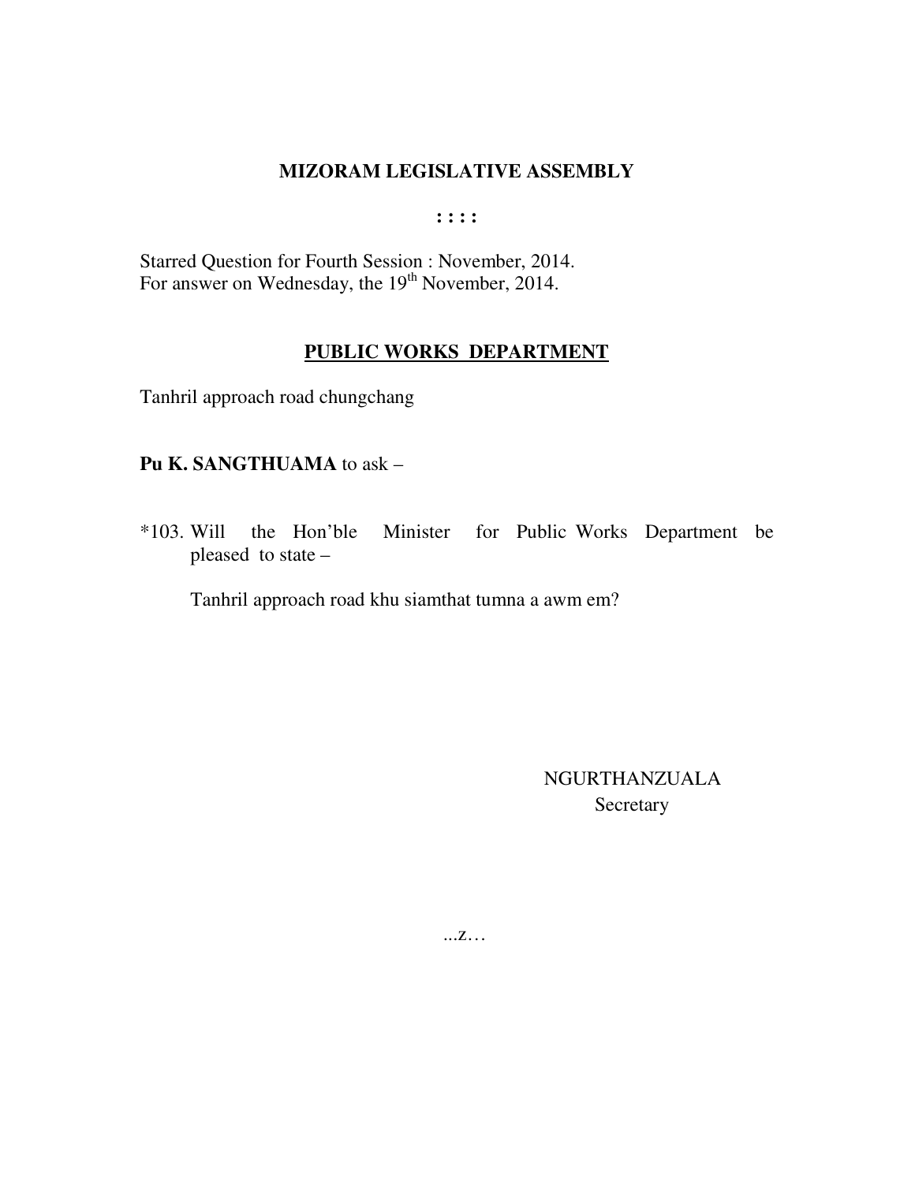# MIZORAM LEGISLATIVE ASSEMBLY

: : : :

Starred Question for Fourth Session : November, 2014.
For answer on Wednesday, the 19th November, 2014.

## PUBLIC WORKS DEPARTMENT

Tanhril approach road chungchang

**Pu K. SANGTHUAMA** to ask –

*103. Will the Hon'ble Minister for Public Works Department be pleased to state –

Tanhril approach road khu siamthat tumna a awm em?

NGURTHANZUALA
Secretary

...z…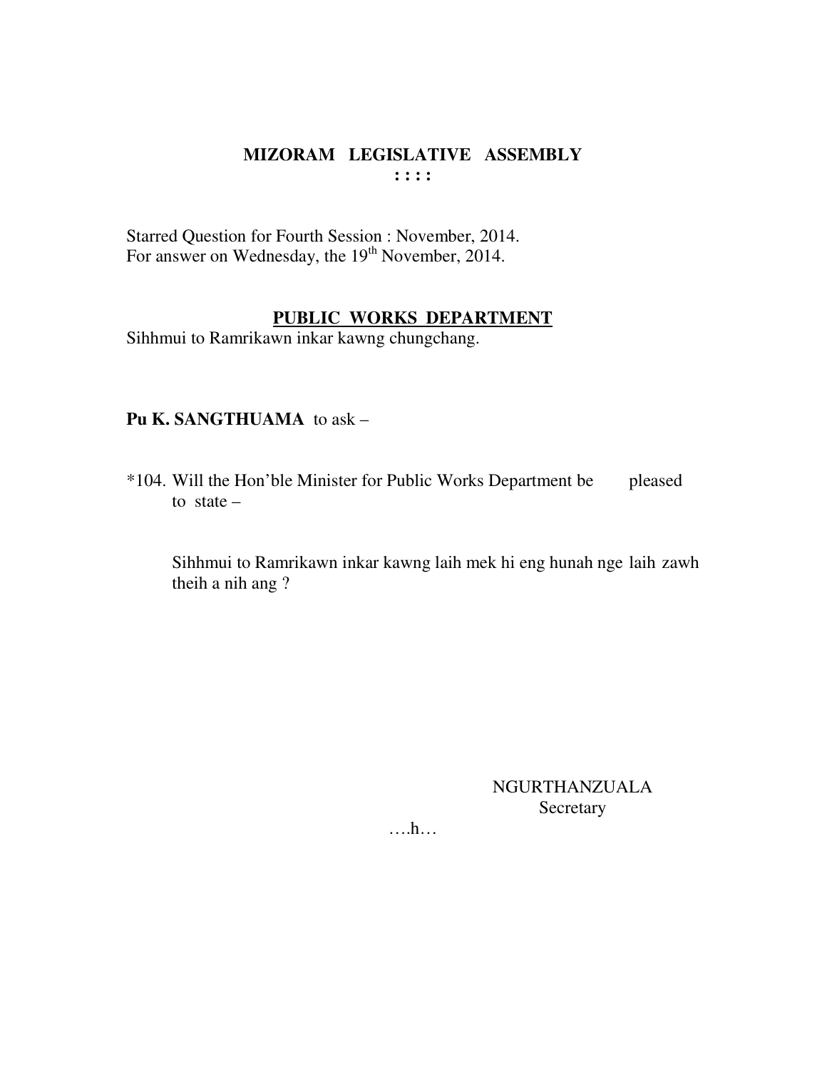# MIZORAM LEGISLATIVE ASSEMBLY

**: : : :**

Starred Question for Fourth Session : November, 2014.
For answer on Wednesday, the 19th November, 2014.

## PUBLIC WORKS DEPARTMENT

Sihhmui to Ramrikawn inkar kawng chungchang.

**Pu K. SANGTHUAMA** to ask –

*104. Will the Hon'ble Minister for Public Works Department be pleased to state –

Sihhmui to Ramrikawn inkar kawng laih mek hi eng hunah nge laih zawh theih a nih ang ?

NGURTHANZUALA
Secretary

….h…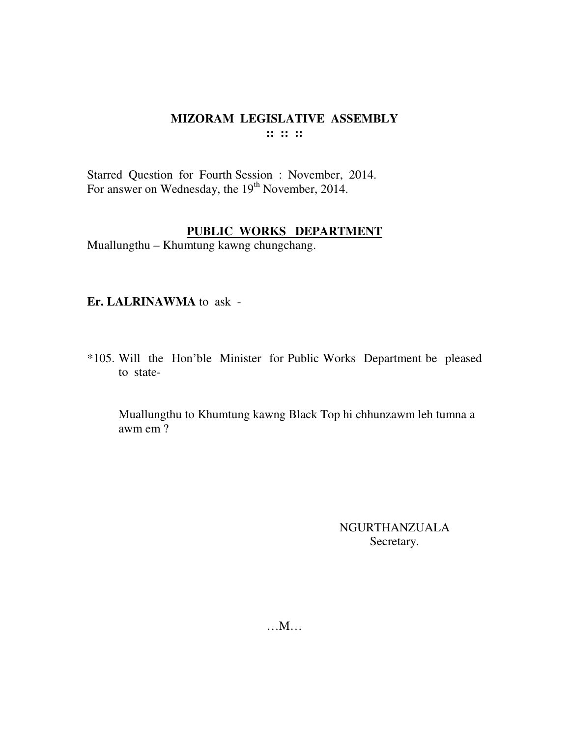# MIZORAM LEGISLATIVE ASSEMBLY

:: :: ::

Starred Question for Fourth Session : November, 2014.
For answer on Wednesday, the 19th November, 2014.

## PUBLIC WORKS DEPARTMENT

Muallungthu – Khumtung kawng chungchang.

**Er. LALRINAWMA** to ask -

*105. Will the Hon'ble Minister for Public Works Department be pleased to state-

Muallungthu to Khumtung kawng Black Top hi chhunzawm leh tumna a awm em ?

NGURTHANZUALA
Secretary.

…M…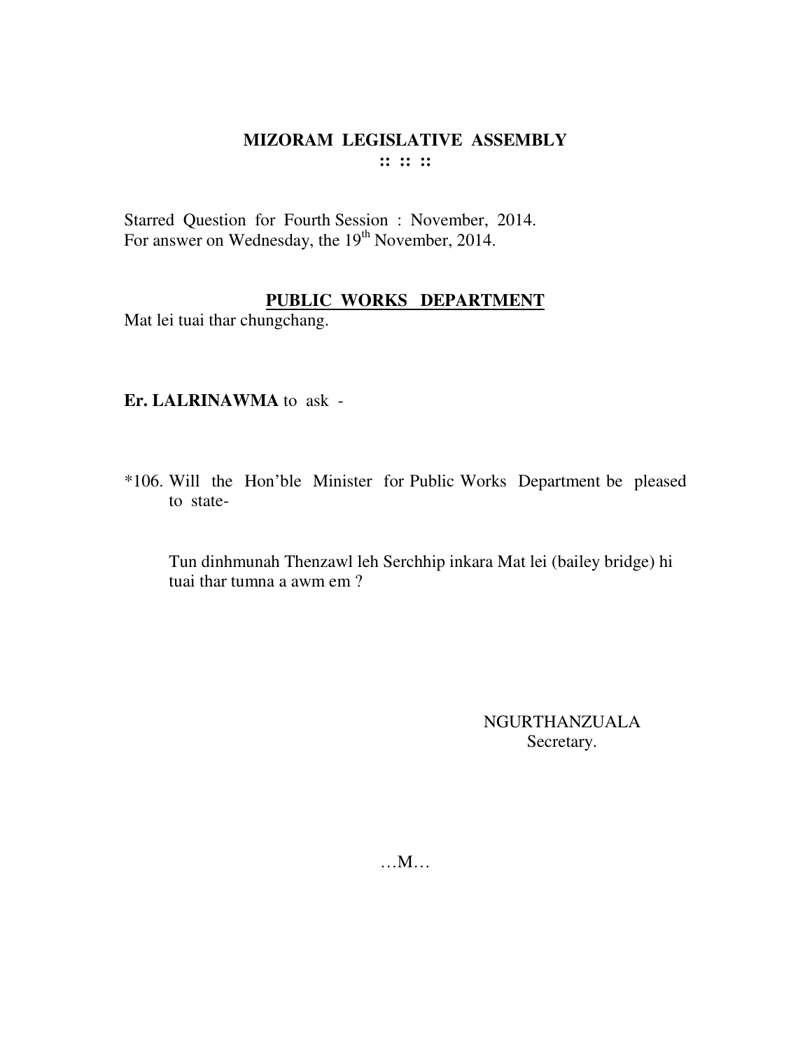# MIZORAM LEGISLATIVE ASSEMBLY

:: :: ::

Starred Question for Fourth Session : November, 2014.
For answer on Wednesday, the 19th November, 2014.

## PUBLIC WORKS DEPARTMENT

Mat lei tuai thar chungchang.

**Er. LALRINAWMA** to ask -

*106. Will the Hon'ble Minister for Public Works Department be pleased to state-

Tun dinhmunah Thenzawl leh Serchhip inkara Mat lei (bailey bridge) hi tuai thar tumna a awm em ?

NGURTHANZUALA
Secretary.

…M…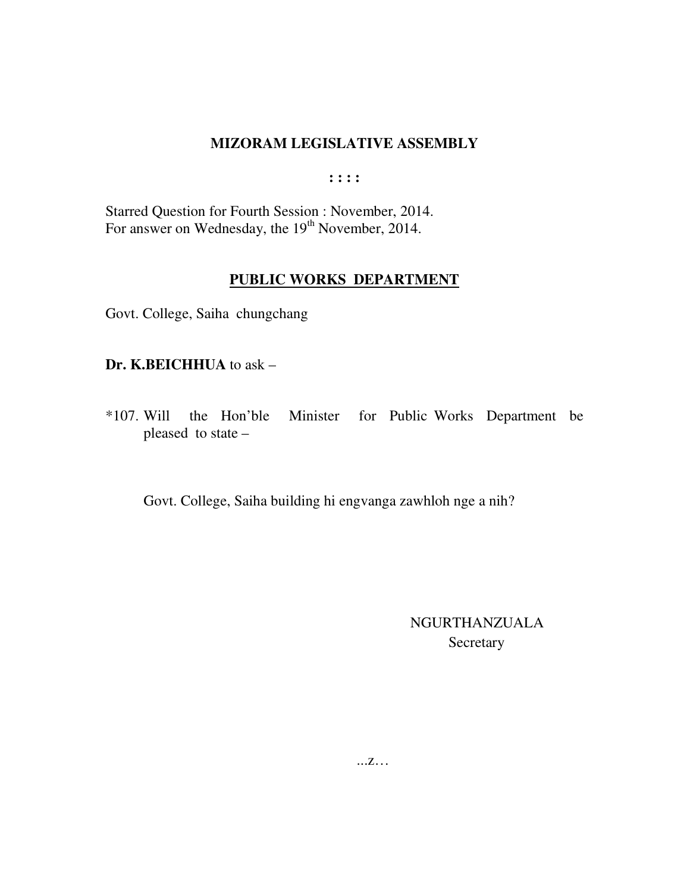**MIZORAM LEGISLATIVE ASSEMBLY**

**: : : :**

Starred Question for Fourth Session : November, 2014.
For answer on Wednesday, the 19th November, 2014.

**PUBLIC WORKS DEPARTMENT**

Govt. College, Saiha chungchang

**Dr. K.BEICHHUA** to ask –

*107. Will the Hon'ble Minister for Public Works Department be pleased to state –

Govt. College, Saiha building hi engvanga zawhloh nge a nih?

NGURTHANZUALA
Secretary

...z…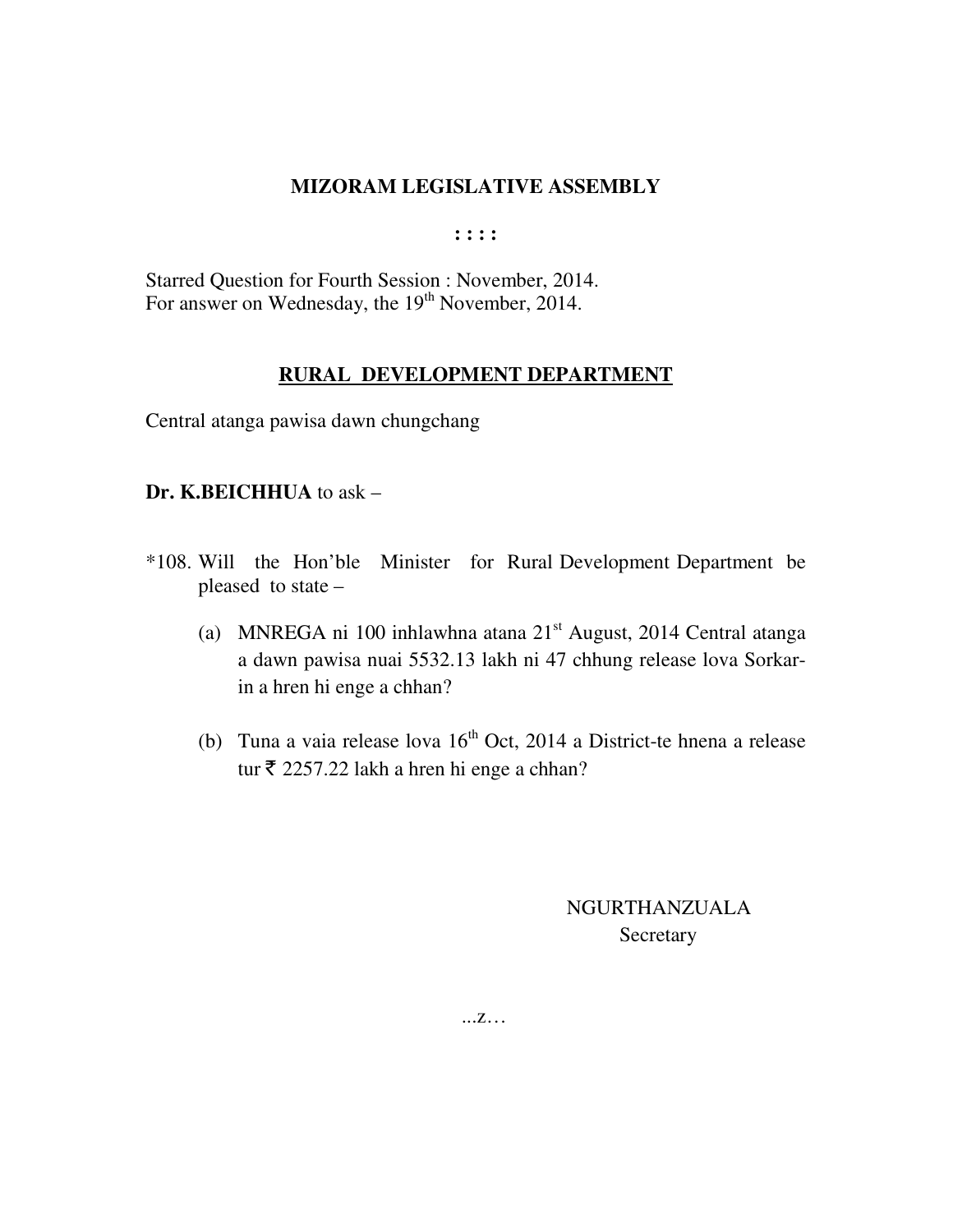# MIZORAM LEGISLATIVE ASSEMBLY

**: : : :**

Starred Question for Fourth Session : November, 2014.
For answer on Wednesday, the 19th November, 2014.

## RURAL DEVELOPMENT DEPARTMENT

Central atanga pawisa dawn chungchang

**Dr. K.BEICHHUA** to ask –

*108. Will the Hon'ble Minister for Rural Development Department be pleased to state –

(a) MNREGA ni 100 inhlawhna atana 21st August, 2014 Central atanga a dawn pawisa nuai 5532.13 lakh ni 47 chhung release lova Sorkar-in a hren hi enge a chhan?

(b) Tuna a vaia release lova 16th Oct, 2014 a District-te hnena a release tur ₹ 2257.22 lakh a hren hi enge a chhan?

NGURTHANZUALA
Secretary

...z…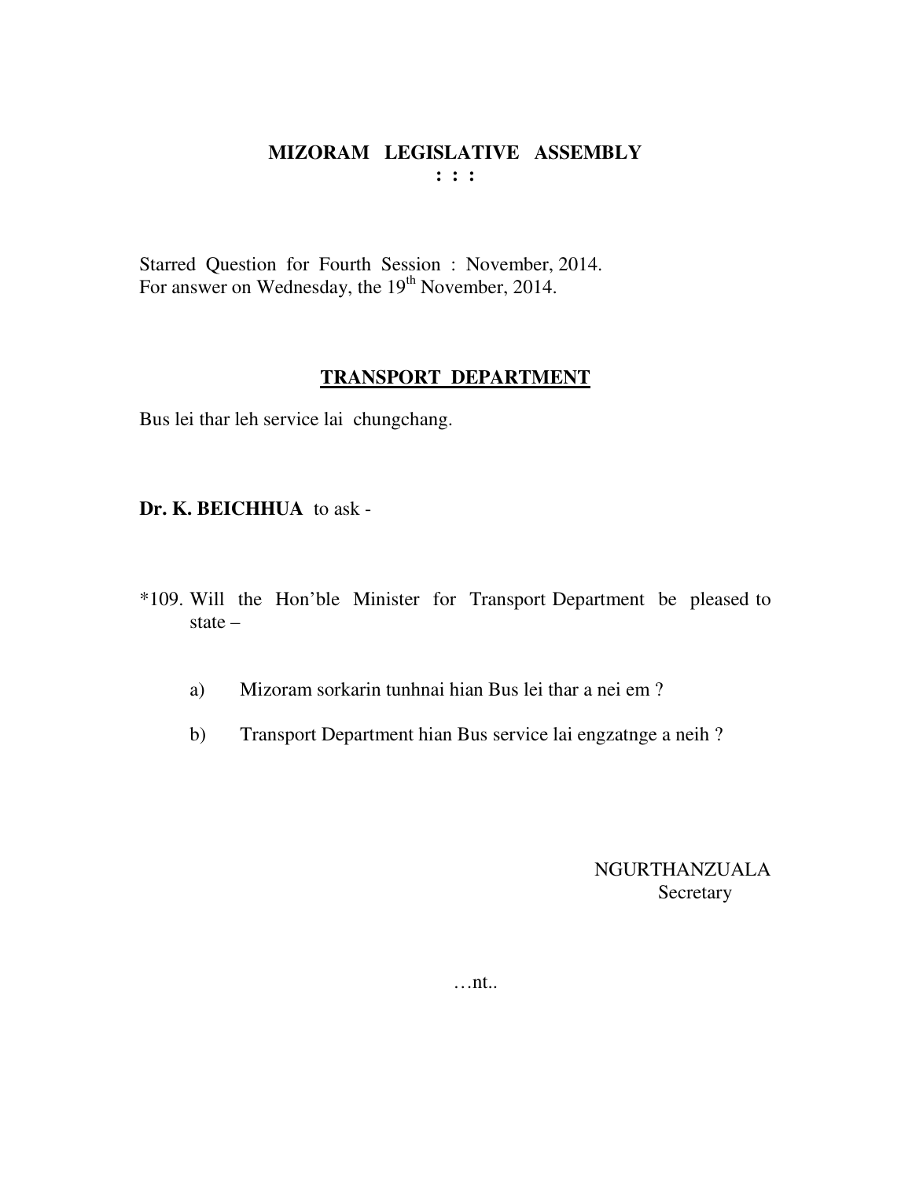# MIZORAM LEGISLATIVE ASSEMBLY

**: : :**

Starred Question for Fourth Session : November, 2014.
For answer on Wednesday, the 19th November, 2014.

## TRANSPORT DEPARTMENT

Bus lei thar leh service lai chungchang.

**Dr. K. BEICHHUA** to ask -

*109. Will the Hon'ble Minister for Transport Department be pleased to state –

a) Mizoram sorkarin tunhnai hian Bus lei thar a nei em ?

b) Transport Department hian Bus service lai engzatnge a neih ?

NGURTHANZUALA
Secretary

…nt..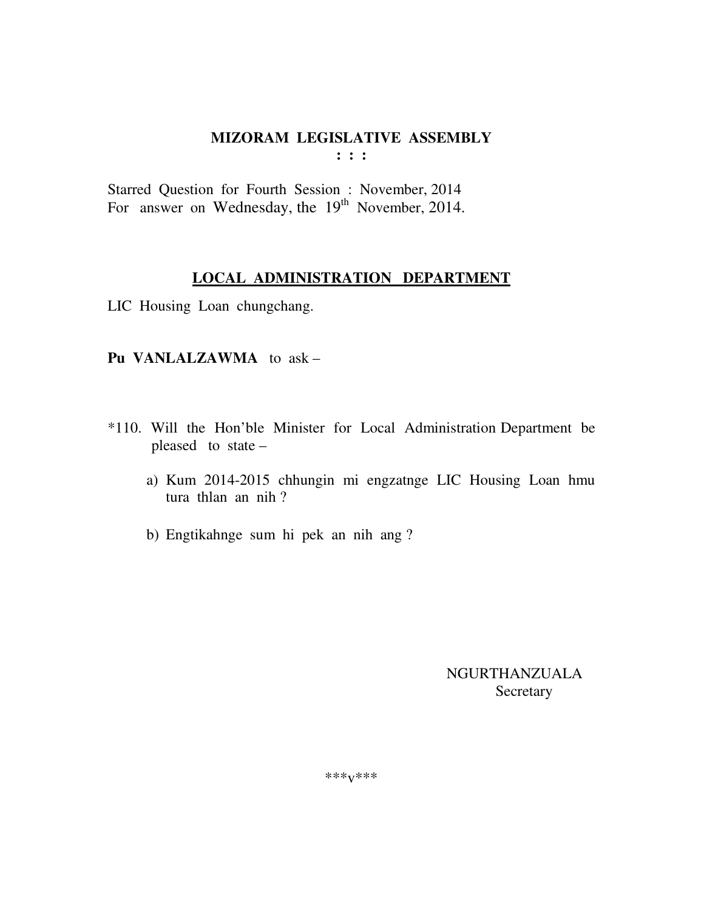**MIZORAM LEGISLATIVE ASSEMBLY**

**: : :**

Starred Question for Fourth Session : November, 2014
For answer on Wednesday, the 19th November, 2014.

**LOCAL ADMINISTRATION DEPARTMENT**

LIC Housing Loan chungchang.

**Pu VANLALZAWMA** to ask –

*110. Will the Hon'ble Minister for Local Administration Department be pleased to state –

a) Kum 2014-2015 chhungin mi engzatnge LIC Housing Loan hmu tura thlan an nih ?

b) Engtikahnge sum hi pek an nih ang ?

NGURTHANZUALA
Secretary

***v***